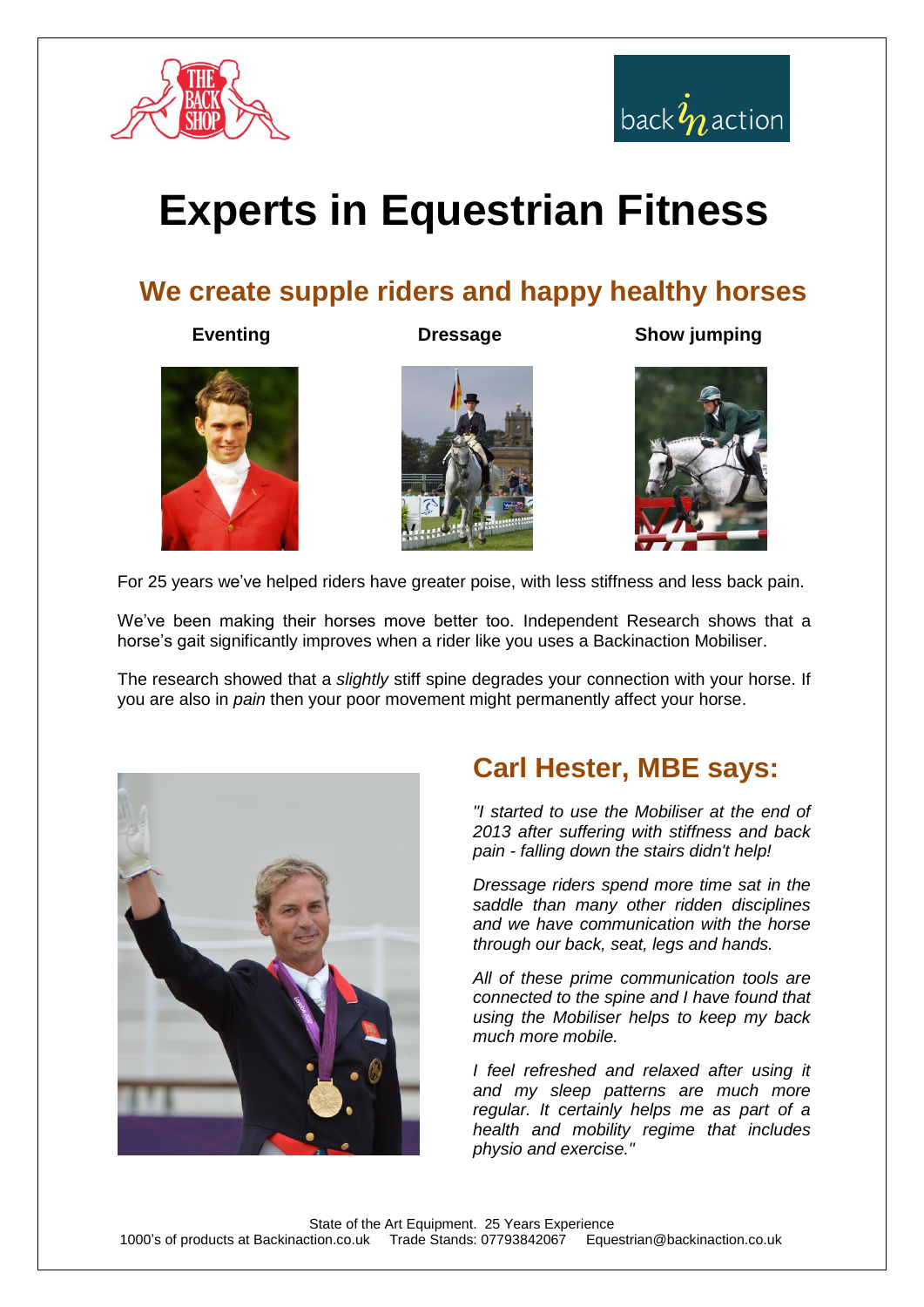# Experts in Equestrian Fitness

## We create supple riders and happy healthy horses

**Eventing** **Dressage** **Show jumping**

For 25 years we've helped riders have greater poise, with less stiffness and less back pain.

We've been making their horses move better too. Independent Research shows that a horse's gait significantly improves when a rider like you uses a Backinaction Mobiliser.

The research showed that a *slightly* stiff spine degrades your connection with your horse. If you are also in *pain* then your poor movement might permanently affect your horse.

## Carl Hester, MBE says:

*"I started to use the Mobiliser at the end of 2013 after suffering with stiffness and back pain - falling down the stairs didn't help!*

*Dressage riders spend more time sat in the saddle than many other ridden disciplines and we have communication with the horse through our back, seat, legs and hands.*

*All of these prime communication tools are connected to the spine and I have found that using the Mobiliser helps to keep my back much more mobile.*

*I feel refreshed and relaxed after using it and my sleep patterns are much more regular. It certainly helps me as part of a health and mobility regime that includes physio and exercise."*

State of the Art Equipment. 25 Years Experience
1000's of products at Backinaction.co.uk Trade Stands: 07793842067 Equestrian@backinaction.co.uk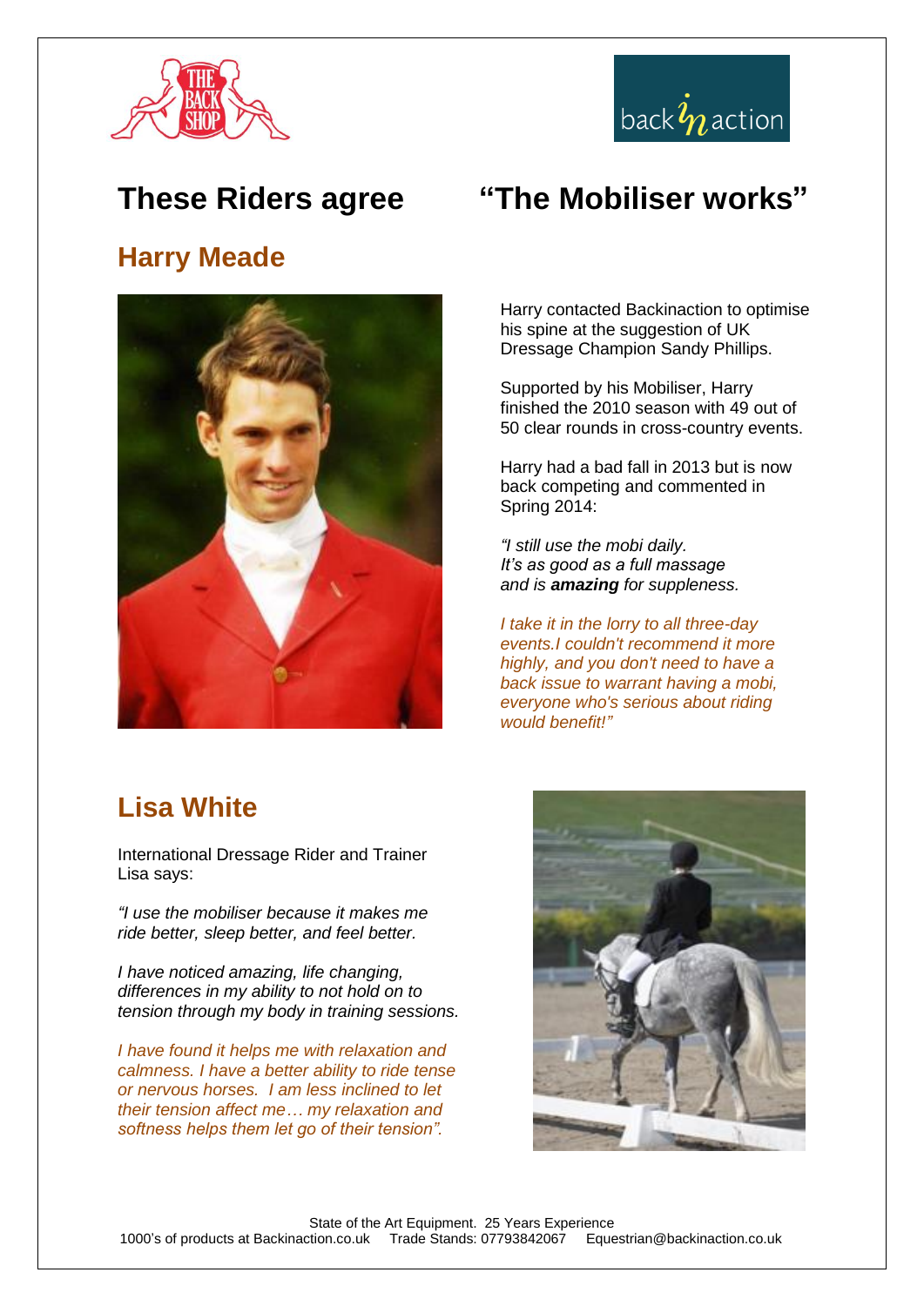# These Riders agree "The Mobiliser works"

## Harry Meade

Harry contacted Backinaction to optimise his spine at the suggestion of UK Dressage Champion Sandy Phillips.

Supported by his Mobiliser, Harry finished the 2010 season with 49 out of 50 clear rounds in cross-country events.

Harry had a bad fall in 2013 but is now back competing and commented in Spring 2014:

*"I still use the mobi daily.*
*It's as good as a full massage*
*and is **amazing** for suppleness.*

*I take it in the lorry to all three-day events.I couldn't recommend it more highly, and you don't need to have a back issue to warrant having a mobi, everyone who's serious about riding would benefit!"*

## Lisa White

International Dressage Rider and Trainer Lisa says:

*"I use the mobiliser because it makes me ride better, sleep better, and feel better.*

*I have noticed amazing, life changing, differences in my ability to not hold on to tension through my body in training sessions.*

*I have found it helps me with relaxation and calmness. I have a better ability to ride tense or nervous horses. I am less inclined to let their tension affect me… my relaxation and softness helps them let go of their tension".*

State of the Art Equipment. 25 Years Experience
1000's of products at Backinaction.co.uk Trade Stands: 07793842067 Equestrian@backinaction.co.uk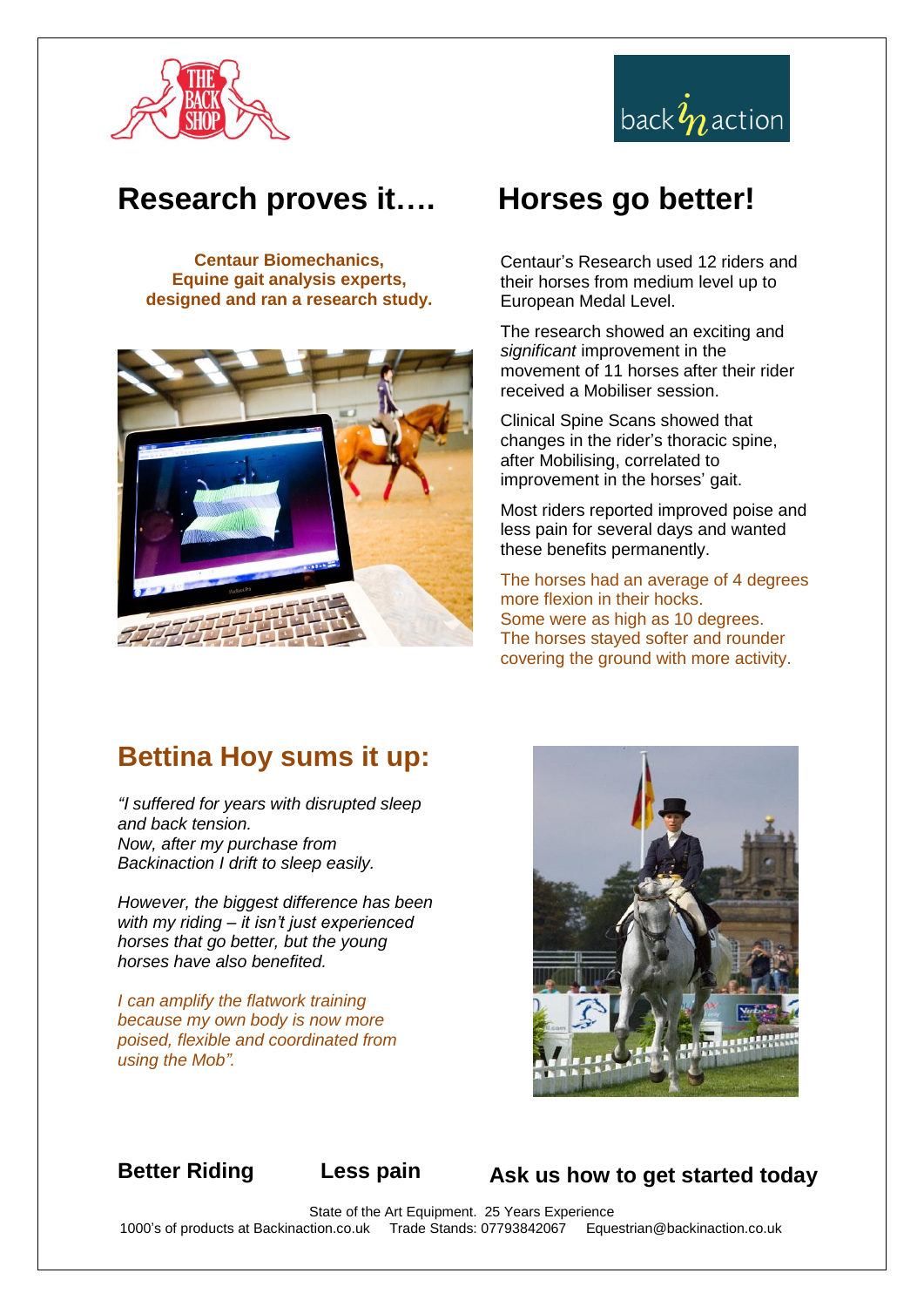# Research proves it…. Horses go better!

**Centaur Biomechanics, Equine gait analysis experts, designed and ran a research study.**

Centaur's Research used 12 riders and their horses from medium level up to European Medal Level.

The research showed an exciting and *significant* improvement in the movement of 11 horses after their rider received a Mobiliser session.

Clinical Spine Scans showed that changes in the rider's thoracic spine, after Mobilising, correlated to improvement in the horses' gait.

Most riders reported improved poise and less pain for several days and wanted these benefits permanently.

The horses had an average of 4 degrees more flexion in their hocks.
Some were as high as 10 degrees.
The horses stayed softer and rounder covering the ground with more activity.

## Bettina Hoy sums it up:

*"I suffered for years with disrupted sleep and back tension.*
*Now, after my purchase from Backinaction I drift to sleep easily.*

*However, the biggest difference has been with my riding – it isn't just experienced horses that go better, but the young horses have also benefited.*

*I can amplify the flatwork training because my own body is now more poised, flexible and coordinated from using the Mob".*

**Better Riding** **Less pain** **Ask us how to get started today**

State of the Art Equipment. 25 Years Experience
1000's of products at Backinaction.co.uk Trade Stands: 07793842067 Equestrian@backinaction.co.uk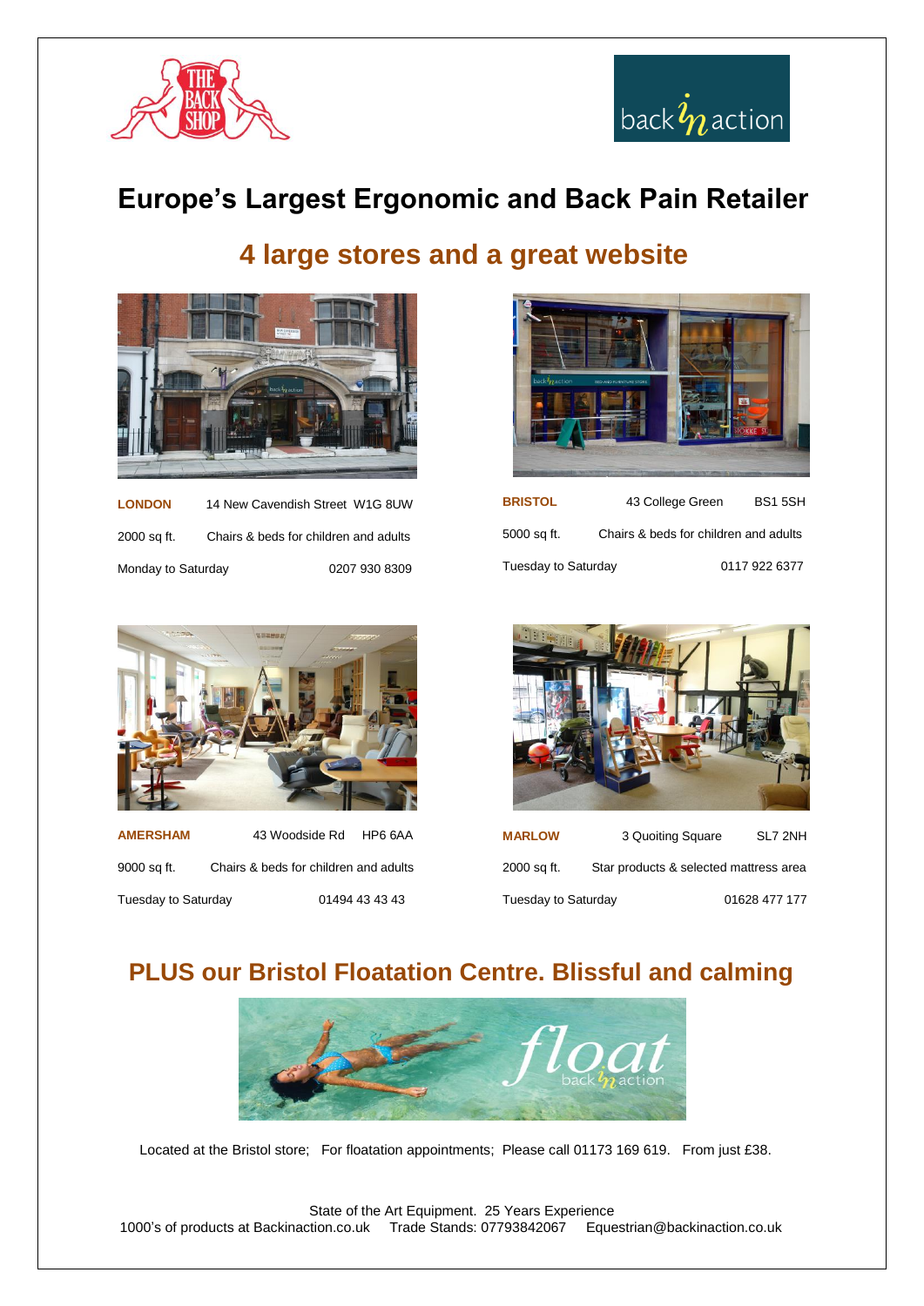# Europe's Largest Ergonomic and Back Pain Retailer

## 4 large stores and a great website

| **LONDON** | 14 New Cavendish Street W1G 8UW |
|---|---|
| 2000 sq ft. | Chairs & beds for children and adults |
| Monday to Saturday | 0207 930 8309 |

| **BRISTOL** | 43 College Green BS1 5SH |
|---|---|
| 5000 sq ft. | Chairs & beds for children and adults |
| Tuesday to Saturday | 0117 922 6377 |

| **AMERSHAM** | 43 Woodside Rd HP6 6AA |
|---|---|
| 9000 sq ft. | Chairs & beds for children and adults |
| Tuesday to Saturday | 01494 43 43 43 |

| **MARLOW** | 3 Quoiting Square SL7 2NH |
|---|---|
| 2000 sq ft. | Star products & selected mattress area |
| Tuesday to Saturday | 01628 477 177 |

## PLUS our Bristol Floatation Centre. Blissful and calming

Located at the Bristol store; For floatation appointments; Please call 01173 169 619. From just £38.

State of the Art Equipment. 25 Years Experience
1000's of products at Backinaction.co.uk Trade Stands: 07793842067 Equestrian@backinaction.co.uk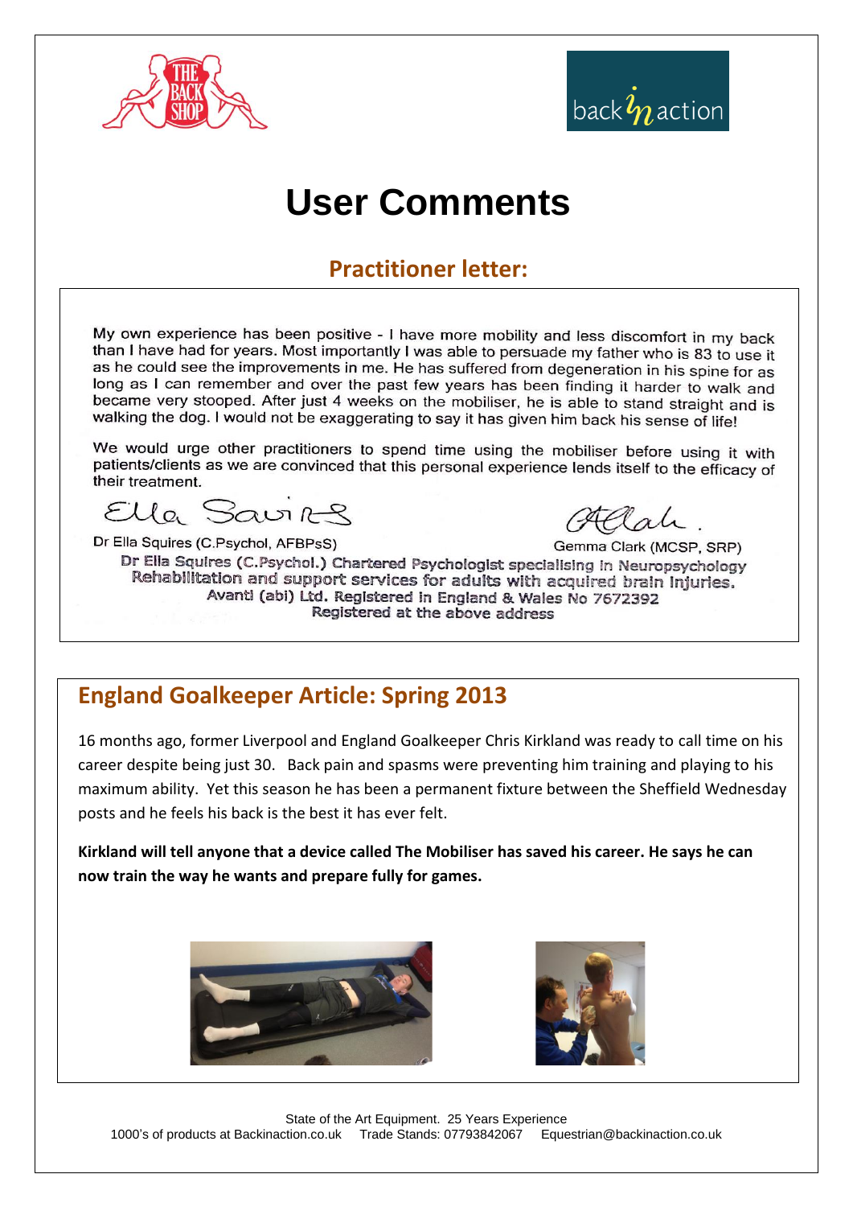# User Comments

## Practitioner letter:

My own experience has been positive - I have more mobility and less discomfort in my back than I have had for years. Most importantly I was able to persuade my father who is 83 to use it as he could see the improvements in me. He has suffered from degeneration in his spine for as long as I can remember and over the past few years has been finding it harder to walk and became very stooped. After just 4 weeks on the mobiliser, he is able to stand straight and is walking the dog. I would not be exaggerating to say it has given him back his sense of life!

We would urge other practitioners to spend time using the mobiliser before using it with patients/clients as we are convinced that this personal experience lends itself to the efficacy of their treatment.

Dr Ella Squires (C.Psychol, AFBPsS)

Gemma Clark (MCSP, SRP)

Dr Ella Squires (C.Psychol.) Chartered Psychologist specialising in Neuropsychology
Rehabilitation and support services for adults with acquired brain injuries.
Avanti (abi) Ltd. Registered in England & Wales No 7672392
Registered at the above address

## England Goalkeeper Article: Spring 2013

16 months ago, former Liverpool and England Goalkeeper Chris Kirkland was ready to call time on his career despite being just 30. Back pain and spasms were preventing him training and playing to his maximum ability. Yet this season he has been a permanent fixture between the Sheffield Wednesday posts and he feels his back is the best it has ever felt.

**Kirkland will tell anyone that a device called The Mobiliser has saved his career. He says he can now train the way he wants and prepare fully for games.**

State of the Art Equipment. 25 Years Experience
1000's of products at Backinaction.co.uk Trade Stands: 07793842067 Equestrian@backinaction.co.uk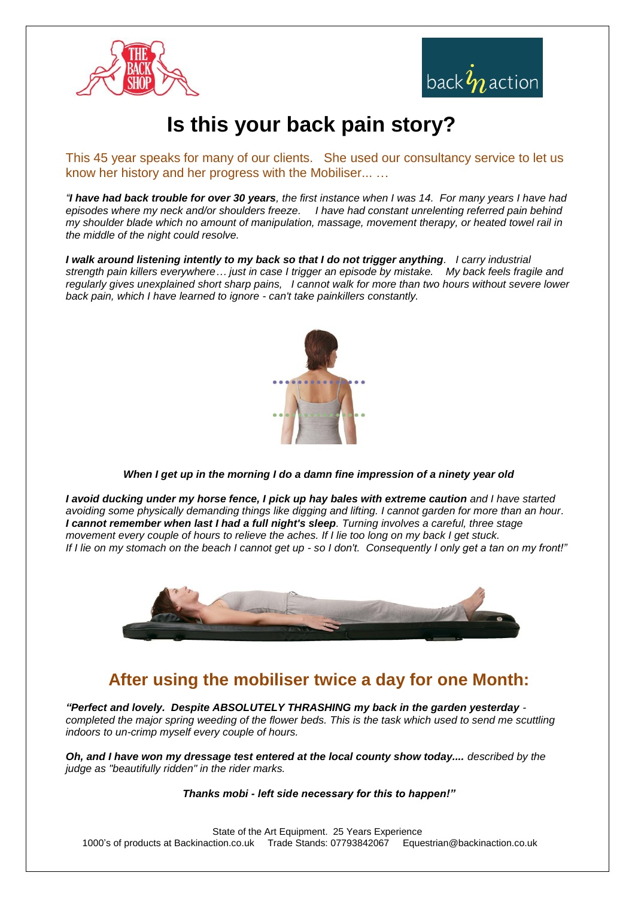# Is this your back pain story?

This 45 year speaks for many of our clients.   She used our consultancy service to let us know her history and her progress with the Mobiliser... …

*"**I have had back trouble for over 30 years**, the first instance when I was 14.  For many years I have had episodes where my neck and/or shoulders freeze.    I have had constant unrelenting referred pain behind my shoulder blade which no amount of manipulation, massage, movement therapy, or heated towel rail in the middle of the night could resolve.*

***I walk around listening intently to my back so that I do not trigger anything**.   I carry industrial strength pain killers everywhere… just in case I trigger an episode by mistake.    My back feels fragile and regularly gives unexplained short sharp pains,   I cannot walk for more than two hours without severe lower back pain, which I have learned to ignore - can't take painkillers constantly.*

***When I get up in the morning I do a damn fine impression of a ninety year old***

***I avoid ducking under my horse fence, I pick up hay bales with extreme caution** and I have started avoiding some physically demanding things like digging and lifting. I cannot garden for more than an hour. **I cannot remember when last I had a full night's sleep**. Turning involves a careful, three stage movement every couple of hours to relieve the aches. If I lie too long on my back I get stuck. If I lie on my stomach on the beach I cannot get up - so I don't.  Consequently I only get a tan on my front!"*

## After using the mobiliser twice a day for one Month:

***"Perfect and lovely.  Despite ABSOLUTELY THRASHING my back in the garden yesterday** - completed the major spring weeding of the flower beds. This is the task which used to send me scuttling indoors to un-crimp myself every couple of hours.*

***Oh, and I have won my dressage test entered at the local county show today....** described by the judge as "beautifully ridden" in the rider marks.*

***Thanks mobi - left side necessary for this to happen!"***

State of the Art Equipment.  25 Years Experience
1000's of products at Backinaction.co.uk     Trade Stands: 07793842067     Equestrian@backinaction.co.uk